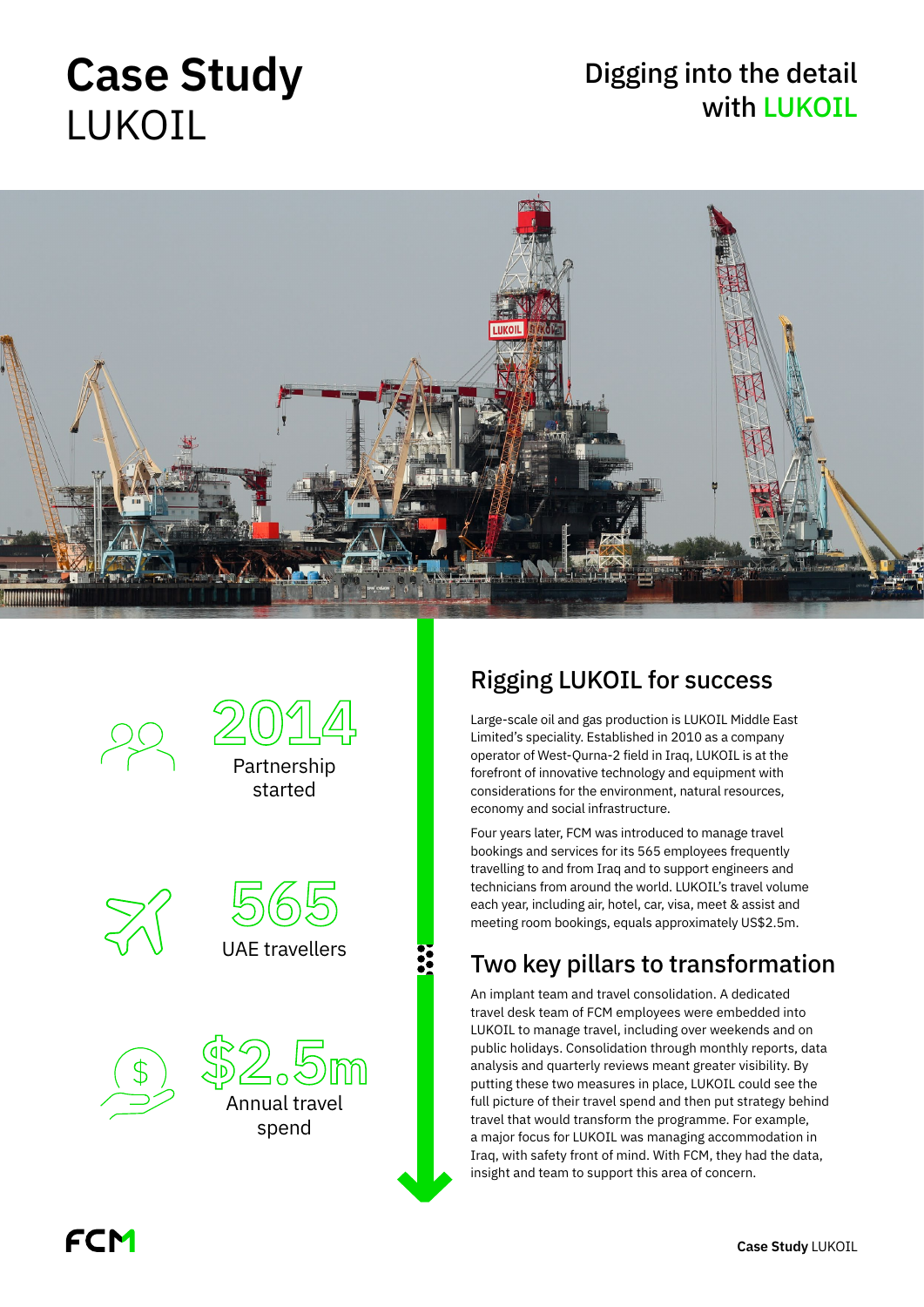# Case Study
LUKOIL

## Digging into the detail with LUKOIL

**2014**
Partnership started

**565**
UAE travellers

**$2.5m**
Annual travel spend

## Rigging LUKOIL for success

Large-scale oil and gas production is LUKOIL Middle East Limited's speciality. Established in 2010 as a company operator of West-Qurna-2 field in Iraq, LUKOIL is at the forefront of innovative technology and equipment with considerations for the environment, natural resources, economy and social infrastructure.

Four years later, FCM was introduced to manage travel bookings and services for its 565 employees frequently travelling to and from Iraq and to support engineers and technicians from around the world. LUKOIL's travel volume each year, including air, hotel, car, visa, meet & assist and meeting room bookings, equals approximately US$2.5m.

## Two key pillars to transformation

An implant team and travel consolidation. A dedicated travel desk team of FCM employees were embedded into LUKOIL to manage travel, including over weekends and on public holidays. Consolidation through monthly reports, data analysis and quarterly reviews meant greater visibility. By putting these two measures in place, LUKOIL could see the full picture of their travel spend and then put strategy behind travel that would transform the programme. For example, a major focus for LUKOIL was managing accommodation in Iraq, with safety front of mind. With FCM, they had the data, insight and team to support this area of concern.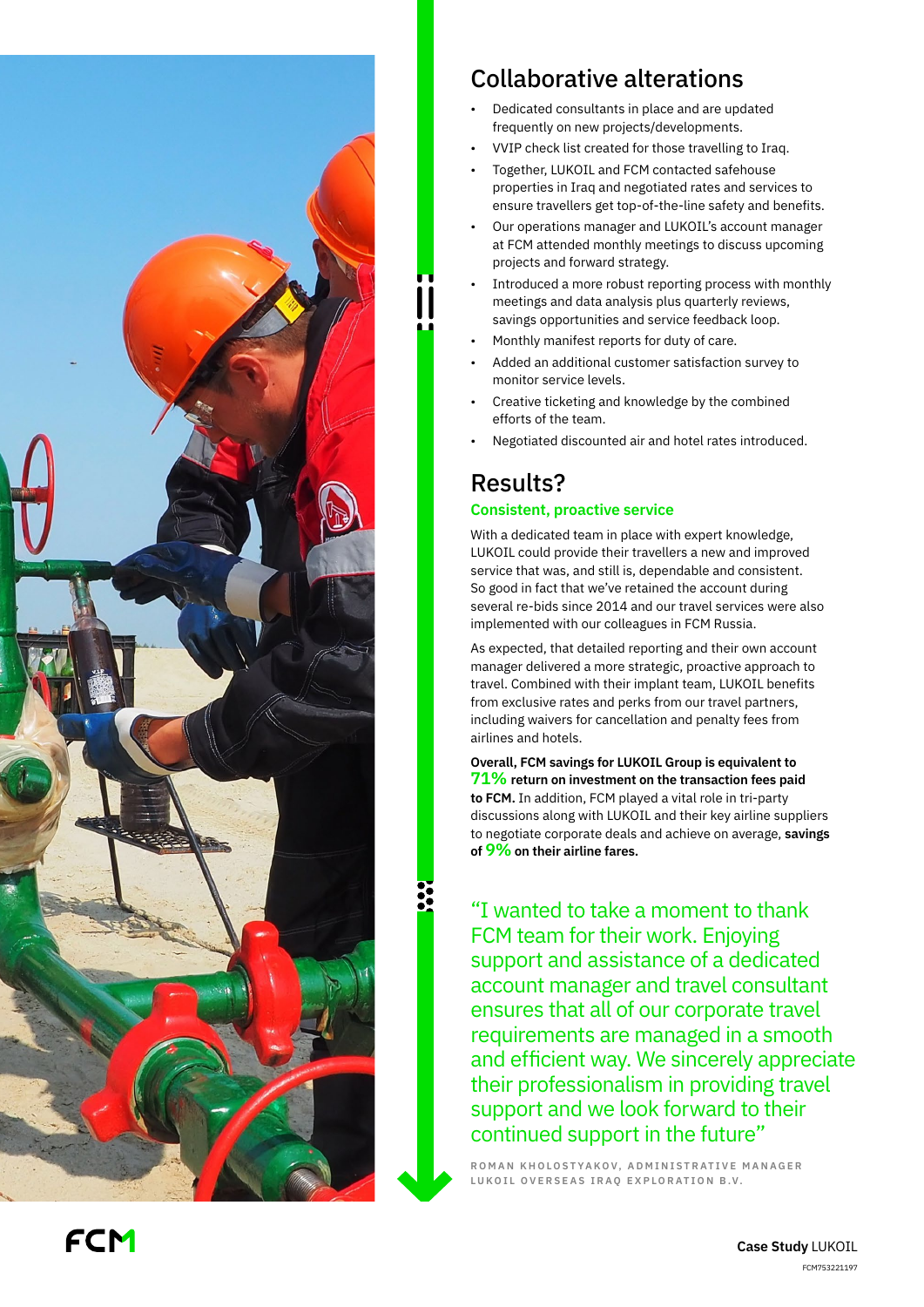## Collaborative alterations

- Dedicated consultants in place and are updated frequently on new projects/developments.
- VVIP check list created for those travelling to Iraq.
- Together, LUKOIL and FCM contacted safehouse properties in Iraq and negotiated rates and services to ensure travellers get top-of-the-line safety and benefits.
- Our operations manager and LUKOIL's account manager at FCM attended monthly meetings to discuss upcoming projects and forward strategy.
- Introduced a more robust reporting process with monthly meetings and data analysis plus quarterly reviews, savings opportunities and service feedback loop.
- Monthly manifest reports for duty of care.
- Added an additional customer satisfaction survey to monitor service levels.
- Creative ticketing and knowledge by the combined efforts of the team.
- Negotiated discounted air and hotel rates introduced.

## Results?

### Consistent, proactive service

With a dedicated team in place with expert knowledge, LUKOIL could provide their travellers a new and improved service that was, and still is, dependable and consistent. So good in fact that we've retained the account during several re-bids since 2014 and our travel services were also implemented with our colleagues in FCM Russia.

As expected, that detailed reporting and their own account manager delivered a more strategic, proactive approach to travel. Combined with their implant team, LUKOIL benefits from exclusive rates and perks from our travel partners, including waivers for cancellation and penalty fees from airlines and hotels.

**Overall, FCM savings for LUKOIL Group is equivalent to 71% return on investment on the transaction fees paid to FCM.** In addition, FCM played a vital role in tri-party discussions along with LUKOIL and their key airline suppliers to negotiate corporate deals and achieve on average, **savings of 9% on their airline fares.**

> "I wanted to take a moment to thank FCM team for their work. Enjoying support and assistance of a dedicated account manager and travel consultant ensures that all of our corporate travel requirements are managed in a smooth and efficient way. We sincerely appreciate their professionalism in providing travel support and we look forward to their continued support in the future"

ROMAN KHOLOSTYAKOV, ADMINISTRATIVE MANAGER
LUKOIL OVERSEAS IRAQ EXPLORATION B.V.

FCM

**Case Study** LUKOIL

FCM753221197